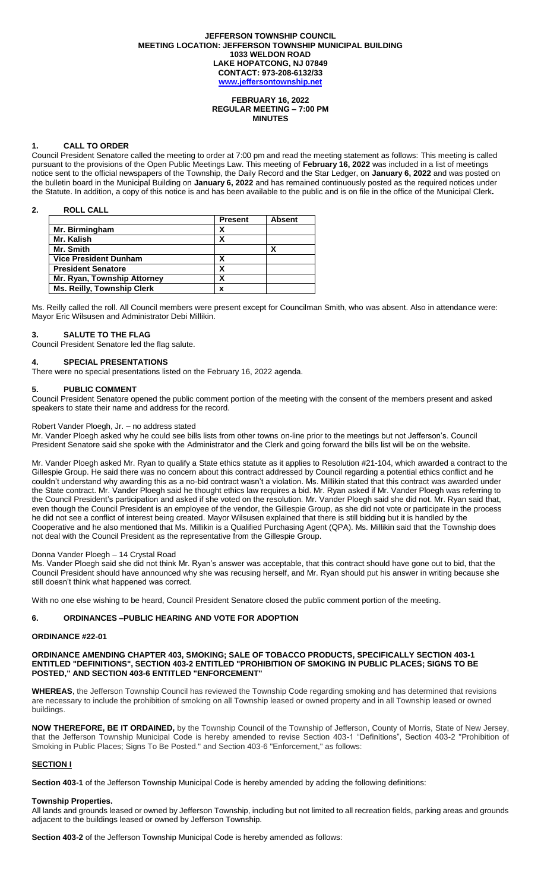**JEFFERSON TOWNSHIP COUNCIL**
**MEETING LOCATION: JEFFERSON TOWNSHIP MUNICIPAL BUILDING**
**1033 WELDON ROAD**
**LAKE HOPATCONG, NJ 07849**
**CONTACT: 973-208-6132/33**
**www.jeffersontownship.net**

**FEBRUARY 16, 2022**
**REGULAR MEETING – 7:00 PM**
**MINUTES**

## 1. CALL TO ORDER

Council President Senatore called the meeting to order at 7:00 pm and read the meeting statement as follows: This meeting is called pursuant to the provisions of the Open Public Meetings Law. This meeting of **February 16, 2022** was included in a list of meetings notice sent to the official newspapers of the Township, the Daily Record and the Star Ledger, on **January 6, 2022** and was posted on the bulletin board in the Municipal Building on **January 6, 2022** and has remained continuously posted as the required notices under the Statute. In addition, a copy of this notice is and has been available to the public and is on file in the office of the Municipal Clerk**.**

## 2. ROLL CALL

| | Present | Absent |
|---|---|---|
| Mr. Birmingham | X | |
| Mr. Kalish | X | |
| Mr. Smith | | X |
| Vice President Dunham | X | |
| President Senatore | X | |
| Mr. Ryan, Township Attorney | X | |
| Ms. Reilly, Township Clerk | x | |

Ms. Reilly called the roll. All Council members were present except for Councilman Smith, who was absent. Also in attendance were: Mayor Eric Wilsusen and Administrator Debi Millikin.

## 3. SALUTE TO THE FLAG

Council President Senatore led the flag salute.

## 4. SPECIAL PRESENTATIONS

There were no special presentations listed on the February 16, 2022 agenda.

## 5. PUBLIC COMMENT

Council President Senatore opened the public comment portion of the meeting with the consent of the members present and asked speakers to state their name and address for the record.

Robert Vander Ploegh, Jr. – no address stated

Mr. Vander Ploegh asked why he could see bills lists from other towns on-line prior to the meetings but not Jefferson's. Council President Senatore said she spoke with the Administrator and the Clerk and going forward the bills list will be on the website.

Mr. Vander Ploegh asked Mr. Ryan to qualify a State ethics statute as it applies to Resolution #21-104, which awarded a contract to the Gillespie Group. He said there was no concern about this contract addressed by Council regarding a potential ethics conflict and he couldn't understand why awarding this as a no-bid contract wasn't a violation. Ms. Millikin stated that this contract was awarded under the State contract. Mr. Vander Ploegh said he thought ethics law requires a bid. Mr. Ryan asked if Mr. Vander Ploegh was referring to the Council President's participation and asked if she voted on the resolution. Mr. Vander Ploegh said she did not. Mr. Ryan said that, even though the Council President is an employee of the vendor, the Gillespie Group, as she did not vote or participate in the process he did not see a conflict of interest being created. Mayor Wilsusen explained that there is still bidding but it is handled by the Cooperative and he also mentioned that Ms. Millikin is a Qualified Purchasing Agent (QPA). Ms. Millikin said that the Township does not deal with the Council President as the representative from the Gillespie Group.

Donna Vander Ploegh – 14 Crystal Road

Ms. Vander Ploegh said she did not think Mr. Ryan's answer was acceptable, that this contract should have gone out to bid, that the Council President should have announced why she was recusing herself, and Mr. Ryan should put his answer in writing because she still doesn't think what happened was correct.

With no one else wishing to be heard, Council President Senatore closed the public comment portion of the meeting.

## 6. ORDINANCES –PUBLIC HEARING AND VOTE FOR ADOPTION

**ORDINANCE #22-01**

**ORDINANCE AMENDING CHAPTER 403, SMOKING; SALE OF TOBACCO PRODUCTS, SPECIFICALLY SECTION 403-1 ENTITLED "DEFINITIONS", SECTION 403-2 ENTITLED "PROHIBITION OF SMOKING IN PUBLIC PLACES; SIGNS TO BE POSTED," AND SECTION 403-6 ENTITLED "ENFORCEMENT"**

**WHEREAS**, the Jefferson Township Council has reviewed the Township Code regarding smoking and has determined that revisions are necessary to include the prohibition of smoking on all Township leased or owned property and in all Township leased or owned buildings.

**NOW THEREFORE, BE IT ORDAINED,** by the Township Council of the Township of Jefferson, County of Morris, State of New Jersey, that the Jefferson Township Municipal Code is hereby amended to revise Section 403-1 "Definitions", Section 403-2 "Prohibition of Smoking in Public Places; Signs To Be Posted." and Section 403-6 "Enforcement," as follows:

**SECTION I**

**Section 403-1** of the Jefferson Township Municipal Code is hereby amended by adding the following definitions:

**Township Properties.**

All lands and grounds leased or owned by Jefferson Township, including but not limited to all recreation fields, parking areas and grounds adjacent to the buildings leased or owned by Jefferson Township.

**Section 403-2** of the Jefferson Township Municipal Code is hereby amended as follows: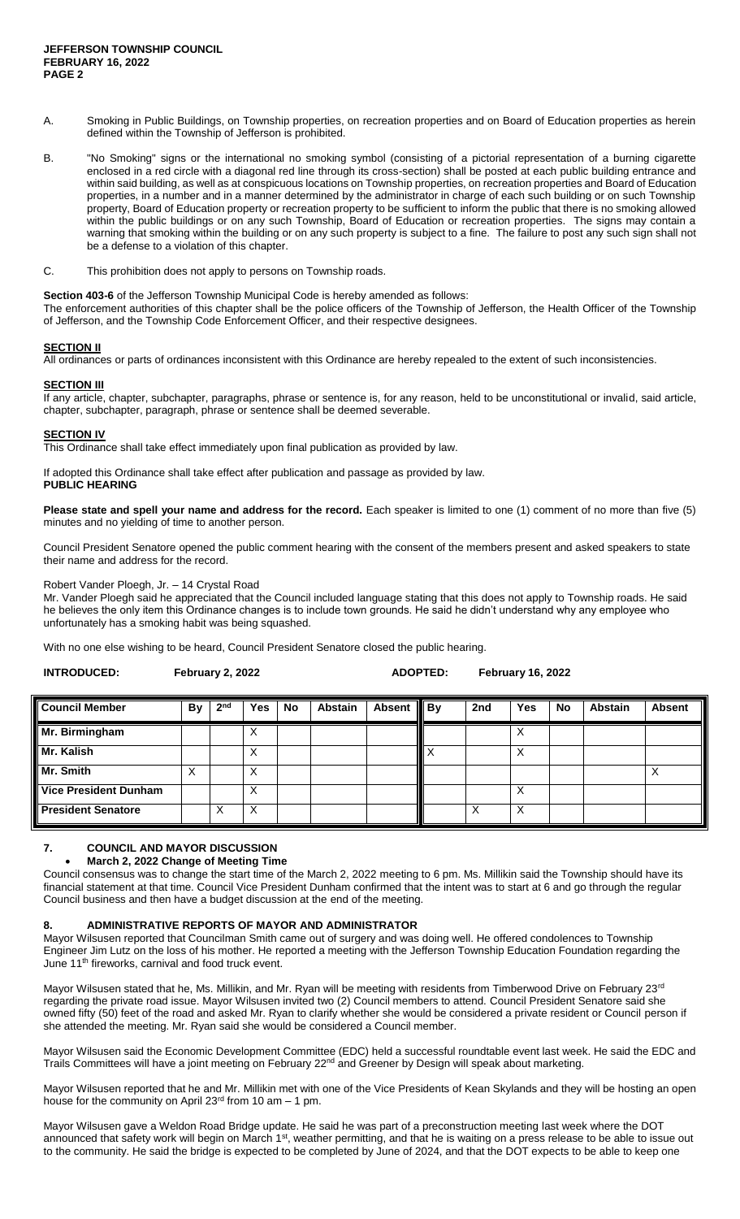A. Smoking in Public Buildings, on Township properties, on recreation properties and on Board of Education properties as herein defined within the Township of Jefferson is prohibited.

B. "No Smoking" signs or the international no smoking symbol (consisting of a pictorial representation of a burning cigarette enclosed in a red circle with a diagonal red line through its cross-section) shall be posted at each public building entrance and within said building, as well as at conspicuous locations on Township properties, on recreation properties and Board of Education properties, in a number and in a manner determined by the administrator in charge of each such building or on such Township property, Board of Education property or recreation property to be sufficient to inform the public that there is no smoking allowed within the public buildings or on any such Township, Board of Education or recreation properties. The signs may contain a warning that smoking within the building or on any such property is subject to a fine. The failure to post any such sign shall not be a defense to a violation of this chapter.

C. This prohibition does not apply to persons on Township roads.

**Section 403-6** of the Jefferson Township Municipal Code is hereby amended as follows:
The enforcement authorities of this chapter shall be the police officers of the Township of Jefferson, the Health Officer of the Township of Jefferson, and the Township Code Enforcement Officer, and their respective designees.

**SECTION II**

All ordinances or parts of ordinances inconsistent with this Ordinance are hereby repealed to the extent of such inconsistencies.

**SECTION III**

If any article, chapter, subchapter, paragraphs, phrase or sentence is, for any reason, held to be unconstitutional or invalid, said article, chapter, subchapter, paragraph, phrase or sentence shall be deemed severable.

**SECTION IV**

This Ordinance shall take effect immediately upon final publication as provided by law.

If adopted this Ordinance shall take effect after publication and passage as provided by law.

**PUBLIC HEARING**

**Please state and spell your name and address for the record.** Each speaker is limited to one (1) comment of no more than five (5) minutes and no yielding of time to another person.

Council President Senatore opened the public comment hearing with the consent of the members present and asked speakers to state their name and address for the record.

Robert Vander Ploegh, Jr. – 14 Crystal Road
Mr. Vander Ploegh said he appreciated that the Council included language stating that this does not apply to Township roads. He said he believes the only item this Ordinance changes is to include town grounds. He said he didn't understand why any employee who unfortunately has a smoking habit was being squashed.

With no one else wishing to be heard, Council President Senatore closed the public hearing.

**INTRODUCED: February 2, 2022** **ADOPTED: February 16, 2022**

| Council Member | By | 2nd | Yes | No | Abstain | Absent | By | 2nd | Yes | No | Abstain | Absent |
|---|---|---|---|---|---|---|---|---|---|---|---|---|
| Mr. Birmingham | | | X | | | | | | X | | | |
| Mr. Kalish | | | X | | | | X | | X | | | |
| Mr. Smith | X | | X | | | | | | | | | X |
| Vice President Dunham | | | X | | | | | | X | | | |
| President Senatore | | X | X | | | | | X | X | | | |

## 7. COUNCIL AND MAYOR DISCUSSION

- **March 2, 2022 Change of Meeting Time**

Council consensus was to change the start time of the March 2, 2022 meeting to 6 pm. Ms. Millikin said the Township should have its financial statement at that time. Council Vice President Dunham confirmed that the intent was to start at 6 and go through the regular Council business and then have a budget discussion at the end of the meeting.

## 8. ADMINISTRATIVE REPORTS OF MAYOR AND ADMINISTRATOR

Mayor Wilsusen reported that Councilman Smith came out of surgery and was doing well. He offered condolences to Township Engineer Jim Lutz on the loss of his mother. He reported a meeting with the Jefferson Township Education Foundation regarding the June 11th fireworks, carnival and food truck event.

Mayor Wilsusen stated that he, Ms. Millikin, and Mr. Ryan will be meeting with residents from Timberwood Drive on February 23rd regarding the private road issue. Mayor Wilsusen invited two (2) Council members to attend. Council President Senatore said she owned fifty (50) feet of the road and asked Mr. Ryan to clarify whether she would be considered a private resident or Council person if she attended the meeting. Mr. Ryan said she would be considered a Council member.

Mayor Wilsusen said the Economic Development Committee (EDC) held a successful roundtable event last week. He said the EDC and Trails Committees will have a joint meeting on February 22nd and Greener by Design will speak about marketing.

Mayor Wilsusen reported that he and Mr. Millikin met with one of the Vice Presidents of Kean Skylands and they will be hosting an open house for the community on April 23rd from 10 am – 1 pm.

Mayor Wilsusen gave a Weldon Road Bridge update. He said he was part of a preconstruction meeting last week where the DOT announced that safety work will begin on March 1st, weather permitting, and that he is waiting on a press release to be able to issue out to the community. He said the bridge is expected to be completed by June of 2024, and that the DOT expects to be able to keep one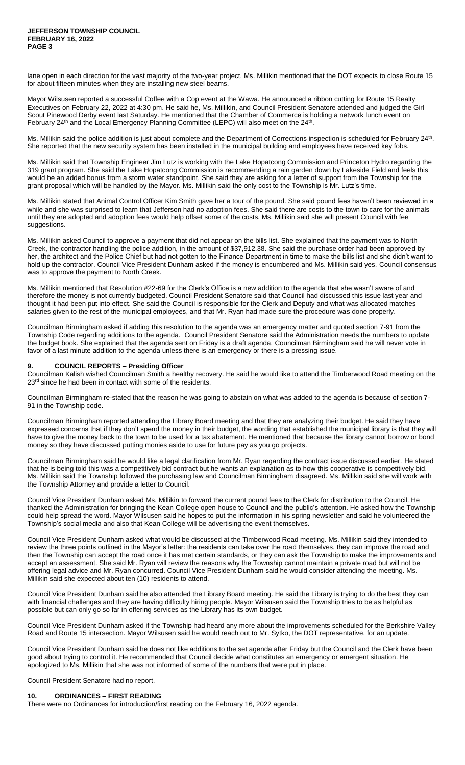lane open in each direction for the vast majority of the two-year project. Ms. Millikin mentioned that the DOT expects to close Route 15 for about fifteen minutes when they are installing new steel beams.

Mayor Wilsusen reported a successful Coffee with a Cop event at the Wawa. He announced a ribbon cutting for Route 15 Realty Executives on February 22, 2022 at 4:30 pm. He said he, Ms. Millikin, and Council President Senatore attended and judged the Girl Scout Pinewood Derby event last Saturday. He mentioned that the Chamber of Commerce is holding a network lunch event on February 24th and the Local Emergency Planning Committee (LEPC) will also meet on the 24th.

Ms. Millikin said the police addition is just about complete and the Department of Corrections inspection is scheduled for February 24th. She reported that the new security system has been installed in the municipal building and employees have received key fobs.

Ms. Millikin said that Township Engineer Jim Lutz is working with the Lake Hopatcong Commission and Princeton Hydro regarding the 319 grant program. She said the Lake Hopatcong Commission is recommending a rain garden down by Lakeside Field and feels this would be an added bonus from a storm water standpoint. She said they are asking for a letter of support from the Township for the grant proposal which will be handled by the Mayor. Ms. Millikin said the only cost to the Township is Mr. Lutz's time.

Ms. Millikin stated that Animal Control Officer Kim Smith gave her a tour of the pound. She said pound fees haven't been reviewed in a while and she was surprised to learn that Jefferson had no adoption fees. She said there are costs to the town to care for the animals until they are adopted and adoption fees would help offset some of the costs. Ms. Millikin said she will present Council with fee suggestions.

Ms. Millikin asked Council to approve a payment that did not appear on the bills list. She explained that the payment was to North Creek, the contractor handling the police addition, in the amount of $37,912.38. She said the purchase order had been approved by her, the architect and the Police Chief but had not gotten to the Finance Department in time to make the bills list and she didn't want to hold up the contractor. Council Vice President Dunham asked if the money is encumbered and Ms. Millikin said yes. Council consensus was to approve the payment to North Creek.

Ms. Millikin mentioned that Resolution #22-69 for the Clerk's Office is a new addition to the agenda that she wasn't aware of and therefore the money is not currently budgeted. Council President Senatore said that Council had discussed this issue last year and thought it had been put into effect. She said the Council is responsible for the Clerk and Deputy and what was allocated matches salaries given to the rest of the municipal employees, and that Mr. Ryan had made sure the procedure was done properly.

Councilman Birmingham asked if adding this resolution to the agenda was an emergency matter and quoted section 7-91 from the Township Code regarding additions to the agenda. Council President Senatore said the Administration needs the numbers to update the budget book. She explained that the agenda sent on Friday is a draft agenda. Councilman Birmingham said he will never vote in favor of a last minute addition to the agenda unless there is an emergency or there is a pressing issue.

## 9. COUNCIL REPORTS – Presiding Officer

Councilman Kalish wished Councilman Smith a healthy recovery. He said he would like to attend the Timberwood Road meeting on the 23rd since he had been in contact with some of the residents.

Councilman Birmingham re-stated that the reason he was going to abstain on what was added to the agenda is because of section 7-91 in the Township code.

Councilman Birmingham reported attending the Library Board meeting and that they are analyzing their budget. He said they have expressed concerns that if they don't spend the money in their budget, the wording that established the municipal library is that they will have to give the money back to the town to be used for a tax abatement. He mentioned that because the library cannot borrow or bond money so they have discussed putting monies aside to use for future pay as you go projects.

Councilman Birmingham said he would like a legal clarification from Mr. Ryan regarding the contract issue discussed earlier. He stated that he is being told this was a competitively bid contract but he wants an explanation as to how this cooperative is competitively bid. Ms. Millikin said the Township followed the purchasing law and Councilman Birmingham disagreed. Ms. Millikin said she will work with the Township Attorney and provide a letter to Council.

Council Vice President Dunham asked Ms. Millikin to forward the current pound fees to the Clerk for distribution to the Council. He thanked the Administration for bringing the Kean College open house to Council and the public's attention. He asked how the Township could help spread the word. Mayor Wilsusen said he hopes to put the information in his spring newsletter and said he volunteered the Township's social media and also that Kean College will be advertising the event themselves.

Council Vice President Dunham asked what would be discussed at the Timberwood Road meeting. Ms. Millikin said they intended to review the three points outlined in the Mayor's letter: the residents can take over the road themselves, they can improve the road and then the Township can accept the road once it has met certain standards, or they can ask the Township to make the improvements and accept an assessment. She said Mr. Ryan will review the reasons why the Township cannot maintain a private road but will not be offering legal advice and Mr. Ryan concurred. Council Vice President Dunham said he would consider attending the meeting. Ms. Millikin said she expected about ten (10) residents to attend.

Council Vice President Dunham said he also attended the Library Board meeting. He said the Library is trying to do the best they can with financial challenges and they are having difficulty hiring people. Mayor Wilsusen said the Township tries to be as helpful as possible but can only go so far in offering services as the Library has its own budget.

Council Vice President Dunham asked if the Township had heard any more about the improvements scheduled for the Berkshire Valley Road and Route 15 intersection. Mayor Wilsusen said he would reach out to Mr. Sytko, the DOT representative, for an update.

Council Vice President Dunham said he does not like additions to the set agenda after Friday but the Council and the Clerk have been good about trying to control it. He recommended that Council decide what constitutes an emergency or emergent situation. He apologized to Ms. Millikin that she was not informed of some of the numbers that were put in place.

Council President Senatore had no report.

## 10. ORDINANCES – FIRST READING

There were no Ordinances for introduction/first reading on the February 16, 2022 agenda.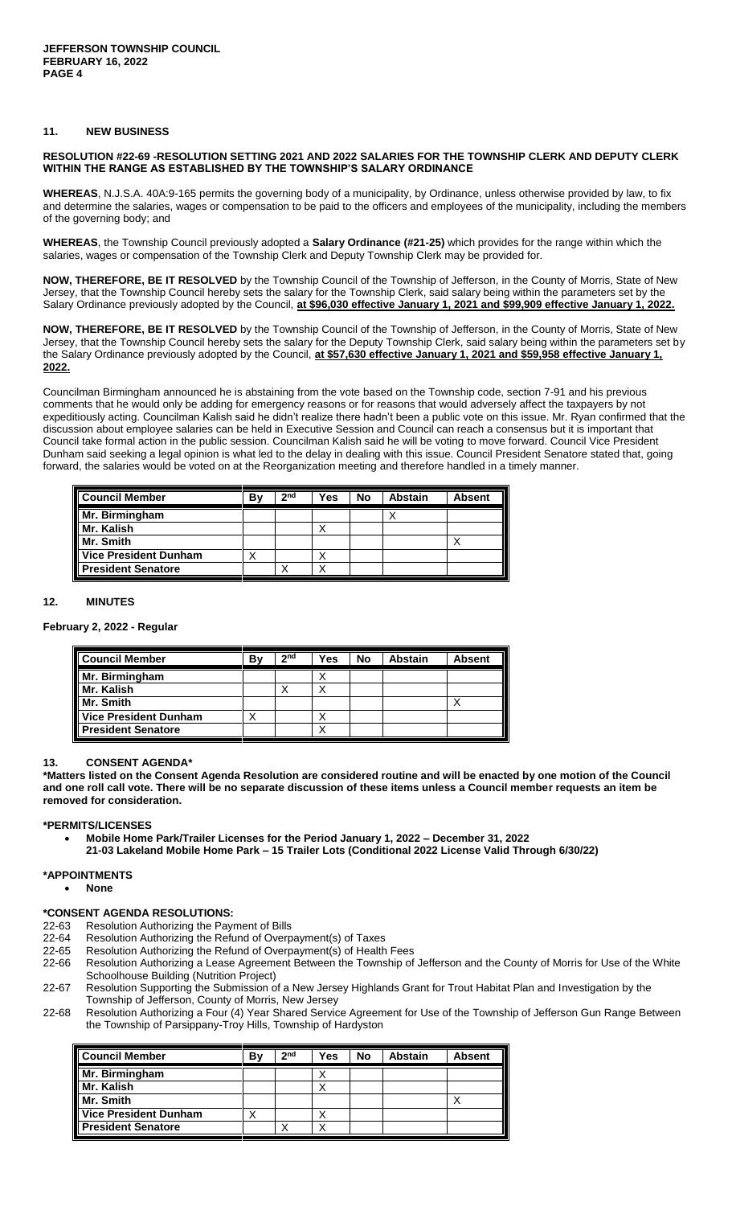## 11. NEW BUSINESS

**RESOLUTION #22-69 -RESOLUTION SETTING 2021 AND 2022 SALARIES FOR THE TOWNSHIP CLERK AND DEPUTY CLERK WITHIN THE RANGE AS ESTABLISHED BY THE TOWNSHIP'S SALARY ORDINANCE**

**WHEREAS**, N.J.S.A. 40A:9-165 permits the governing body of a municipality, by Ordinance, unless otherwise provided by law, to fix and determine the salaries, wages or compensation to be paid to the officers and employees of the municipality, including the members of the governing body; and

**WHEREAS**, the Township Council previously adopted a **Salary Ordinance (#21-25)** which provides for the range within which the salaries, wages or compensation of the Township Clerk and Deputy Township Clerk may be provided for.

**NOW, THEREFORE, BE IT RESOLVED** by the Township Council of the Township of Jefferson, in the County of Morris, State of New Jersey, that the Township Council hereby sets the salary for the Township Clerk, said salary being within the parameters set by the Salary Ordinance previously adopted by the Council, **at $96,030 effective January 1, 2021 and $99,909 effective January 1, 2022.**

**NOW, THEREFORE, BE IT RESOLVED** by the Township Council of the Township of Jefferson, in the County of Morris, State of New Jersey, that the Township Council hereby sets the salary for the Deputy Township Clerk, said salary being within the parameters set by the Salary Ordinance previously adopted by the Council, **at $57,630 effective January 1, 2021 and $59,958 effective January 1, 2022.**

Councilman Birmingham announced he is abstaining from the vote based on the Township code, section 7-91 and his previous comments that he would only be adding for emergency reasons or for reasons that would adversely affect the taxpayers by not expeditiously acting. Councilman Kalish said he didn't realize there hadn't been a public vote on this issue. Mr. Ryan confirmed that the discussion about employee salaries can be held in Executive Session and Council can reach a consensus but it is important that Council take formal action in the public session. Councilman Kalish said he will be voting to move forward. Council Vice President Dunham said seeking a legal opinion is what led to the delay in dealing with this issue. Council President Senatore stated that, going forward, the salaries would be voted on at the Reorganization meeting and therefore handled in a timely manner.

| Council Member | By | 2nd | Yes | No | Abstain | Absent |
|---|---|---|---|---|---|---|
| Mr. Birmingham | | | | | X | |
| Mr. Kalish | | | X | | | |
| Mr. Smith | | | | | | X |
| Vice President Dunham | X | | X | | | |
| President Senatore | | X | X | | | |

## 12. MINUTES

**February 2, 2022 - Regular**

| Council Member | By | 2nd | Yes | No | Abstain | Absent |
|---|---|---|---|---|---|---|
| Mr. Birmingham | | | X | | | |
| Mr. Kalish | | X | X | | | |
| Mr. Smith | | | | | | X |
| Vice President Dunham | X | | X | | | |
| President Senatore | | | X | | | |

## 13. CONSENT AGENDA*

**\*Matters listed on the Consent Agenda Resolution are considered routine and will be enacted by one motion of the Council and one roll call vote. There will be no separate discussion of these items unless a Council member requests an item be removed for consideration.**

**\*PERMITS/LICENSES**

- **Mobile Home Park/Trailer Licenses for the Period January 1, 2022 – December 31, 2022**
  **21-03 Lakeland Mobile Home Park – 15 Trailer Lots (Conditional 2022 License Valid Through 6/30/22)**

**\*APPOINTMENTS**

- **None**

**\*CONSENT AGENDA RESOLUTIONS:**

22-63 Resolution Authorizing the Payment of Bills
22-64 Resolution Authorizing the Refund of Overpayment(s) of Taxes
22-65 Resolution Authorizing the Refund of Overpayment(s) of Health Fees
22-66 Resolution Authorizing a Lease Agreement Between the Township of Jefferson and the County of Morris for Use of the White Schoolhouse Building (Nutrition Project)
22-67 Resolution Supporting the Submission of a New Jersey Highlands Grant for Trout Habitat Plan and Investigation by the Township of Jefferson, County of Morris, New Jersey
22-68 Resolution Authorizing a Four (4) Year Shared Service Agreement for Use of the Township of Jefferson Gun Range Between the Township of Parsippany-Troy Hills, Township of Hardyston

| Council Member | By | 2nd | Yes | No | Abstain | Absent |
|---|---|---|---|---|---|---|
| Mr. Birmingham | | | X | | | |
| Mr. Kalish | | | X | | | |
| Mr. Smith | | | | | | X |
| Vice President Dunham | X | | X | | | |
| President Senatore | | X | X | | | |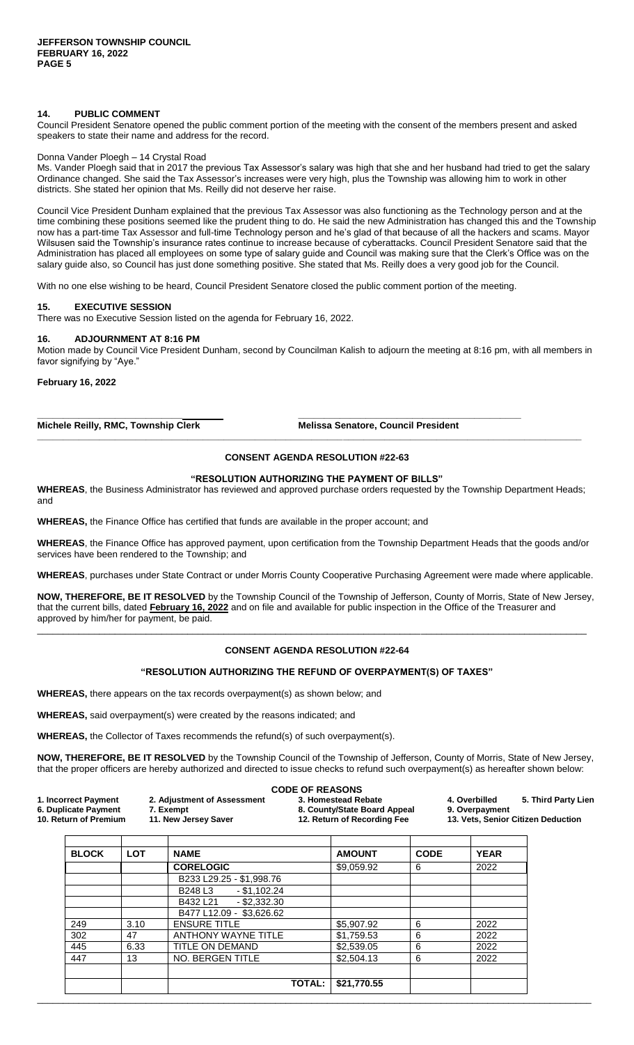## 14. PUBLIC COMMENT

Council President Senatore opened the public comment portion of the meeting with the consent of the members present and asked speakers to state their name and address for the record.

Donna Vander Ploegh – 14 Crystal Road

Ms. Vander Ploegh said that in 2017 the previous Tax Assessor's salary was high that she and her husband had tried to get the salary Ordinance changed. She said the Tax Assessor's increases were very high, plus the Township was allowing him to work in other districts. She stated her opinion that Ms. Reilly did not deserve her raise.

Council Vice President Dunham explained that the previous Tax Assessor was also functioning as the Technology person and at the time combining these positions seemed like the prudent thing to do. He said the new Administration has changed this and the Township now has a part-time Tax Assessor and full-time Technology person and he's glad of that because of all the hackers and scams. Mayor Wilsusen said the Township's insurance rates continue to increase because of cyberattacks. Council President Senatore said that the Administration has placed all employees on some type of salary guide and Council was making sure that the Clerk's Office was on the salary guide also, so Council has just done something positive. She stated that Ms. Reilly does a very good job for the Council.

With no one else wishing to be heard, Council President Senatore closed the public comment portion of the meeting.

## 15. EXECUTIVE SESSION

There was no Executive Session listed on the agenda for February 16, 2022.

## 16. ADJOURNMENT AT 8:16 PM

Motion made by Council Vice President Dunham, second by Councilman Kalish to adjourn the meeting at 8:16 pm, with all members in favor signifying by "Aye."

**February 16, 2022**

**Michele Reilly, RMC, Township Clerk** **Melissa Senatore, Council President**

---

### CONSENT AGENDA RESOLUTION #22-63

**"RESOLUTION AUTHORIZING THE PAYMENT OF BILLS"**

**WHEREAS**, the Business Administrator has reviewed and approved purchase orders requested by the Township Department Heads; and

**WHEREAS,** the Finance Office has certified that funds are available in the proper account; and

**WHEREAS**, the Finance Office has approved payment, upon certification from the Township Department Heads that the goods and/or services have been rendered to the Township; and

**WHEREAS**, purchases under State Contract or under Morris County Cooperative Purchasing Agreement were made where applicable.

**NOW, THEREFORE, BE IT RESOLVED** by the Township Council of the Township of Jefferson, County of Morris, State of New Jersey, that the current bills, dated **February 16, 2022** and on file and available for public inspection in the Office of the Treasurer and approved by him/her for payment, be paid.

---

### CONSENT AGENDA RESOLUTION #22-64

**"RESOLUTION AUTHORIZING THE REFUND OF OVERPAYMENT(S) OF TAXES"**

**WHEREAS,** there appears on the tax records overpayment(s) as shown below; and

**WHEREAS,** said overpayment(s) were created by the reasons indicated; and

**WHEREAS,** the Collector of Taxes recommends the refund(s) of such overpayment(s).

**NOW, THEREFORE, BE IT RESOLVED** by the Township Council of the Township of Jefferson, County of Morris, State of New Jersey, that the proper officers are hereby authorized and directed to issue checks to refund such overpayment(s) as hereafter shown below:

**CODE OF REASONS**

**1. Incorrect Payment** **2. Adjustment of Assessment** **3. Homestead Rebate** **4. Overbilled** **5. Third Party Lien**
**6. Duplicate Payment** **7. Exempt** **8. County/State Board Appeal** **9. Overpayment**
**10. Return of Premium** **11. New Jersey Saver** **12. Return of Recording Fee** **13. Vets, Senior Citizen Deduction**

| BLOCK | LOT | NAME | AMOUNT | CODE | YEAR |
|---|---|---|---|---|---|
| | | **CORELOGIC** | $9,059.92 | 6 | 2022 |
| | | B233 L29.25 - $1,998.76 | | | |
| | | B248 L3 - $1,102.24 | | | |
| | | B432 L21 - $2,332.30 | | | |
| | | B477 L12.09 - $3,626.62 | | | |
| 249 | 3.10 | ENSURE TITLE | $5,907.92 | 6 | 2022 |
| 302 | 47 | ANTHONY WAYNE TITLE | $1,759.53 | 6 | 2022 |
| 445 | 6.33 | TITLE ON DEMAND | $2,539.05 | 6 | 2022 |
| 447 | 13 | NO. BERGEN TITLE | $2,504.13 | 6 | 2022 |
| | | | | | |
| | | **TOTAL:** | **$21,770.55** | | |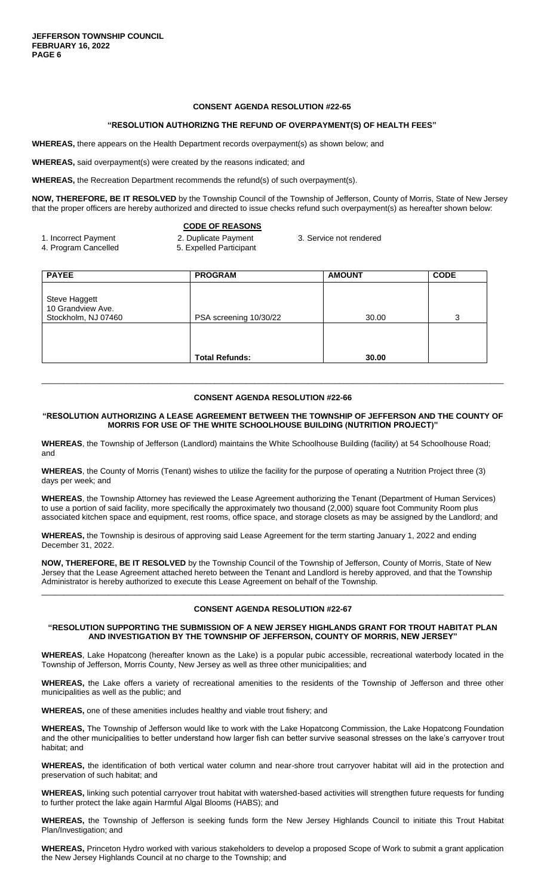## CONSENT AGENDA RESOLUTION #22-65

### "RESOLUTION AUTHORIZNG THE REFUND OF OVERPAYMENT(S) OF HEALTH FEES"

**WHEREAS,** there appears on the Health Department records overpayment(s) as shown below; and

**WHEREAS,** said overpayment(s) were created by the reasons indicated; and

**WHEREAS,** the Recreation Department recommends the refund(s) of such overpayment(s).

**NOW, THEREFORE, BE IT RESOLVED** by the Township Council of the Township of Jefferson, County of Morris, State of New Jersey that the proper officers are hereby authorized and directed to issue checks refund such overpayment(s) as hereafter shown below:

**CODE OF REASONS**

1. Incorrect Payment
2. Duplicate Payment
3. Service not rendered
4. Program Cancelled
5. Expelled Participant

| PAYEE | PROGRAM | AMOUNT | CODE |
|---|---|---|---|
| Steve Haggett<br>10 Grandview Ave.<br>Stockholm, NJ 07460 | PSA screening 10/30/22 | 30.00 | 3 |
| | **Total Refunds:** | **30.00** | |

---

## CONSENT AGENDA RESOLUTION #22-66

### "RESOLUTION AUTHORIZING A LEASE AGREEMENT BETWEEN THE TOWNSHIP OF JEFFERSON AND THE COUNTY OF MORRIS FOR USE OF THE WHITE SCHOOLHOUSE BUILDING (NUTRITION PROJECT)"

**WHEREAS**, the Township of Jefferson (Landlord) maintains the White Schoolhouse Building (facility) at 54 Schoolhouse Road; and

**WHEREAS**, the County of Morris (Tenant) wishes to utilize the facility for the purpose of operating a Nutrition Project three (3) days per week; and

**WHEREAS**, the Township Attorney has reviewed the Lease Agreement authorizing the Tenant (Department of Human Services) to use a portion of said facility, more specifically the approximately two thousand (2,000) square foot Community Room plus associated kitchen space and equipment, rest rooms, office space, and storage closets as may be assigned by the Landlord; and

**WHEREAS,** the Township is desirous of approving said Lease Agreement for the term starting January 1, 2022 and ending December 31, 2022.

**NOW, THEREFORE, BE IT RESOLVED** by the Township Council of the Township of Jefferson, County of Morris, State of New Jersey that the Lease Agreement attached hereto between the Tenant and Landlord is hereby approved, and that the Township Administrator is hereby authorized to execute this Lease Agreement on behalf of the Township.

---

## CONSENT AGENDA RESOLUTION #22-67

### "RESOLUTION SUPPORTING THE SUBMISSION OF A NEW JERSEY HIGHLANDS GRANT FOR TROUT HABITAT PLAN AND INVESTIGATION BY THE TOWNSHIP OF JEFFERSON, COUNTY OF MORRIS, NEW JERSEY"

**WHEREAS**, Lake Hopatcong (hereafter known as the Lake) is a popular pubic accessible, recreational waterbody located in the Township of Jefferson, Morris County, New Jersey as well as three other municipalities; and

**WHEREAS,** the Lake offers a variety of recreational amenities to the residents of the Township of Jefferson and three other municipalities as well as the public; and

**WHEREAS,** one of these amenities includes healthy and viable trout fishery; and

**WHEREAS,** The Township of Jefferson would like to work with the Lake Hopatcong Commission, the Lake Hopatcong Foundation and the other municipalities to better understand how larger fish can better survive seasonal stresses on the lake's carryover trout habitat; and

**WHEREAS,** the identification of both vertical water column and near-shore trout carryover habitat will aid in the protection and preservation of such habitat; and

**WHEREAS,** linking such potential carryover trout habitat with watershed-based activities will strengthen future requests for funding to further protect the lake again Harmful Algal Blooms (HABS); and

**WHEREAS,** the Township of Jefferson is seeking funds form the New Jersey Highlands Council to initiate this Trout Habitat Plan/Investigation; and

**WHEREAS,** Princeton Hydro worked with various stakeholders to develop a proposed Scope of Work to submit a grant application the New Jersey Highlands Council at no charge to the Township; and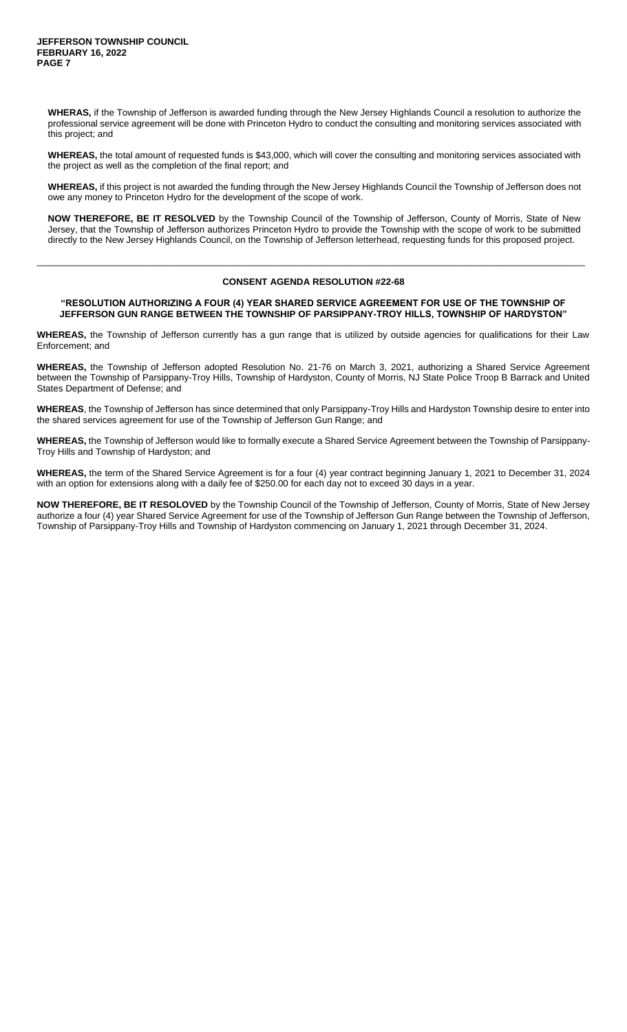**WHERAS,** if the Township of Jefferson is awarded funding through the New Jersey Highlands Council a resolution to authorize the professional service agreement will be done with Princeton Hydro to conduct the consulting and monitoring services associated with this project; and

**WHEREAS,** the total amount of requested funds is $43,000, which will cover the consulting and monitoring services associated with the project as well as the completion of the final report; and

**WHEREAS,** if this project is not awarded the funding through the New Jersey Highlands Council the Township of Jefferson does not owe any money to Princeton Hydro for the development of the scope of work.

**NOW THEREFORE, BE IT RESOLVED** by the Township Council of the Township of Jefferson, County of Morris, State of New Jersey, that the Township of Jefferson authorizes Princeton Hydro to provide the Township with the scope of work to be submitted directly to the New Jersey Highlands Council, on the Township of Jefferson letterhead, requesting funds for this proposed project.

---

### CONSENT AGENDA RESOLUTION #22-68

**"RESOLUTION AUTHORIZING A FOUR (4) YEAR SHARED SERVICE AGREEMENT FOR USE OF THE TOWNSHIP OF JEFFERSON GUN RANGE BETWEEN THE TOWNSHIP OF PARSIPPANY-TROY HILLS, TOWNSHIP OF HARDYSTON"**

**WHEREAS,** the Township of Jefferson currently has a gun range that is utilized by outside agencies for qualifications for their Law Enforcement; and

**WHEREAS,** the Township of Jefferson adopted Resolution No. 21-76 on March 3, 2021, authorizing a Shared Service Agreement between the Township of Parsippany-Troy Hills, Township of Hardyston, County of Morris, NJ State Police Troop B Barrack and United States Department of Defense; and

**WHEREAS**, the Township of Jefferson has since determined that only Parsippany-Troy Hills and Hardyston Township desire to enter into the shared services agreement for use of the Township of Jefferson Gun Range; and

**WHEREAS,** the Township of Jefferson would like to formally execute a Shared Service Agreement between the Township of Parsippany-Troy Hills and Township of Hardyston; and

**WHEREAS,** the term of the Shared Service Agreement is for a four (4) year contract beginning January 1, 2021 to December 31, 2024 with an option for extensions along with a daily fee of $250.00 for each day not to exceed 30 days in a year.

**NOW THEREFORE, BE IT RESOLOVED** by the Township Council of the Township of Jefferson, County of Morris, State of New Jersey authorize a four (4) year Shared Service Agreement for use of the Township of Jefferson Gun Range between the Township of Jefferson, Township of Parsippany-Troy Hills and Township of Hardyston commencing on January 1, 2021 through December 31, 2024.